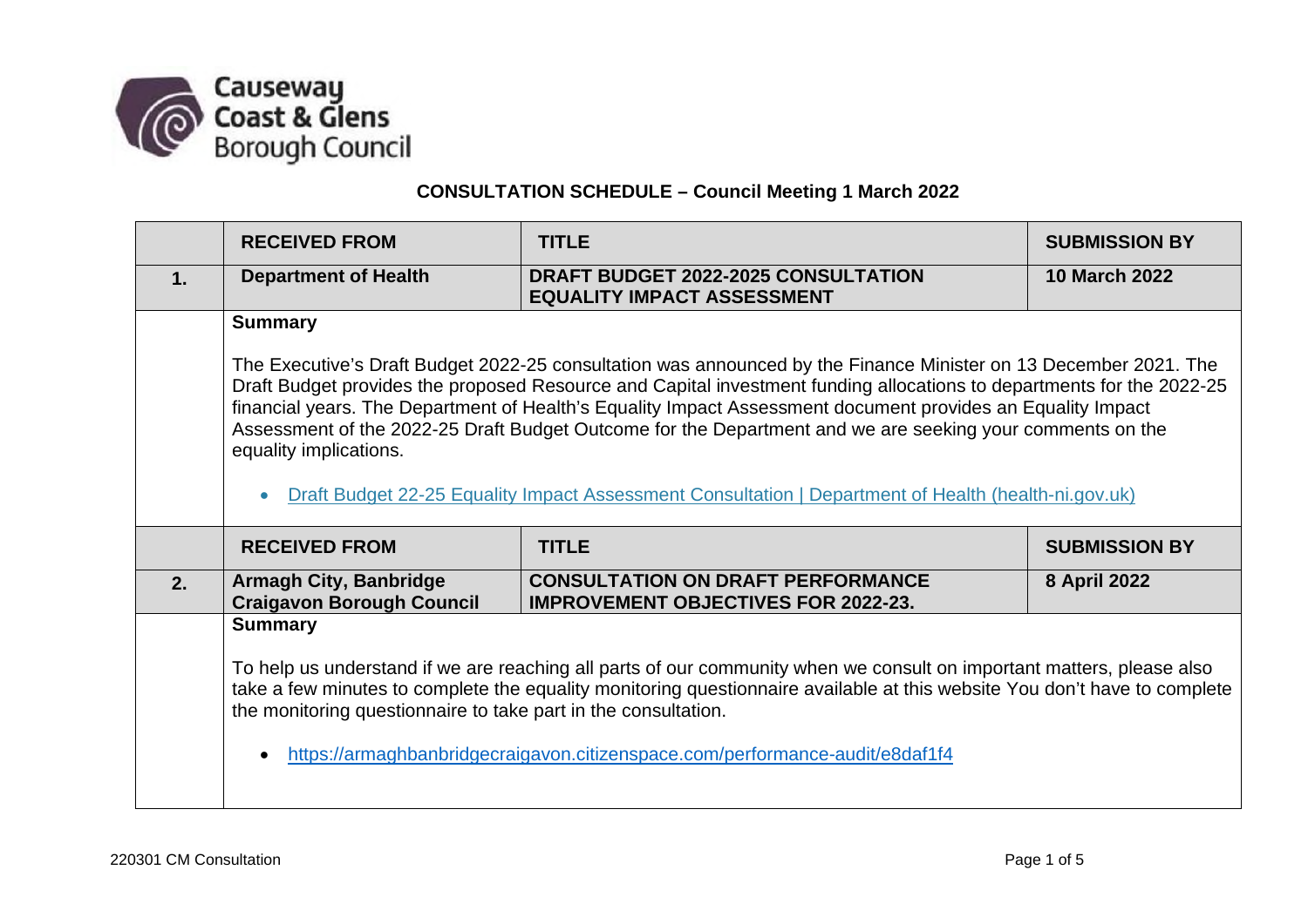Causeway Coast & Glens Borough Council

## CONSULTATION SCHEDULE – Council Meeting 1 March 2022

| | RECEIVED FROM | TITLE | SUBMISSION BY |
|---|---|---|---|
| **1.** | **Department of Health** | **DRAFT BUDGET 2022-2025 CONSULTATION EQUALITY IMPACT ASSESSMENT** | **10 March 2022** |
| | **Summary**<br><br>The Executive's Draft Budget 2022-25 consultation was announced by the Finance Minister on 13 December 2021. The Draft Budget provides the proposed Resource and Capital investment funding allocations to departments for the 2022-25 financial years. The Department of Health's Equality Impact Assessment document provides an Equality Impact Assessment of the 2022-25 Draft Budget Outcome for the Department and we are seeking your comments on the equality implications.<br><br>• Draft Budget 22-25 Equality Impact Assessment Consultation \| Department of Health (health-ni.gov.uk) | | |
| | **RECEIVED FROM** | **TITLE** | **SUBMISSION BY** |
| **2.** | **Armagh City, Banbridge Craigavon Borough Council** | **CONSULTATION ON DRAFT PERFORMANCE IMPROVEMENT OBJECTIVES FOR 2022-23.** | **8 April 2022** |
| | **Summary**<br><br>To help us understand if we are reaching all parts of our community when we consult on important matters, please also take a few minutes to complete the equality monitoring questionnaire available at this website You don't have to complete the monitoring questionnaire to take part in the consultation.<br><br>• https://armaghbanbridgecraigavon.citizenspace.com/performance-audit/e8daf1f4 | | |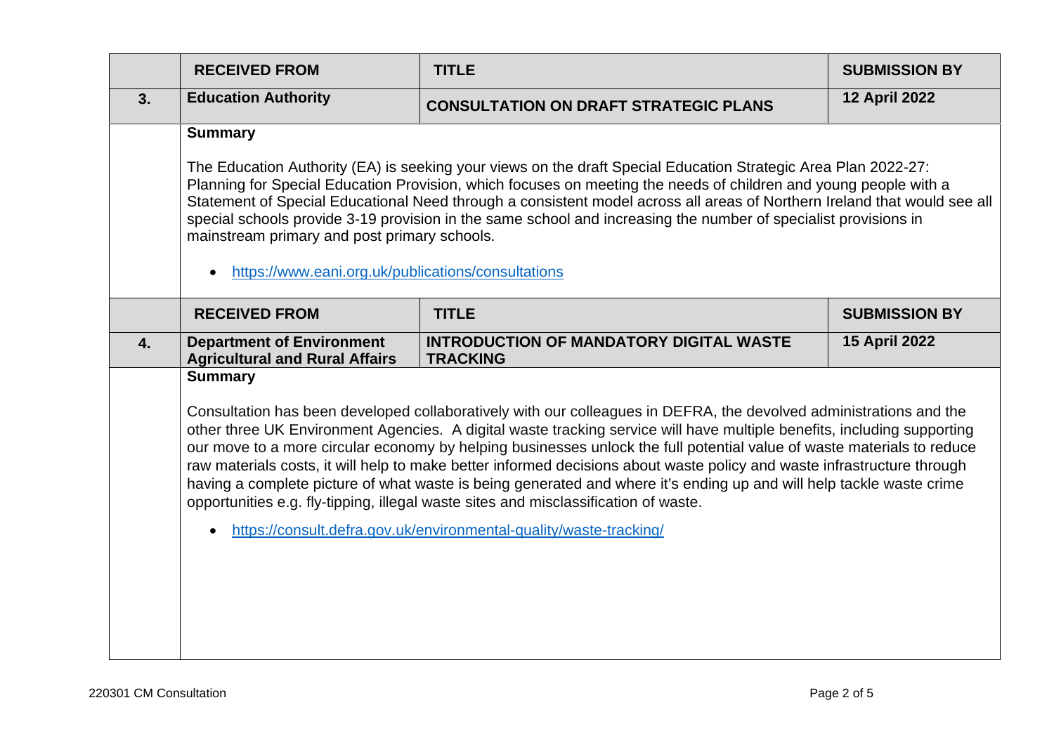| | RECEIVED FROM | TITLE | SUBMISSION BY |
|---|---|---|---|
| 3. | Education Authority | CONSULTATION ON DRAFT STRATEGIC PLANS | 12 April 2022 |

**Summary**

The Education Authority (EA) is seeking your views on the draft Special Education Strategic Area Plan 2022-27: Planning for Special Education Provision, which focuses on meeting the needs of children and young people with a Statement of Special Educational Need through a consistent model across all areas of Northern Ireland that would see all special schools provide 3-19 provision in the same school and increasing the number of specialist provisions in mainstream primary and post primary schools.

- https://www.eani.org.uk/publications/consultations

| | RECEIVED FROM | TITLE | SUBMISSION BY |
|---|---|---|---|
| 4. | Department of Environment Agricultural and Rural Affairs | INTRODUCTION OF MANDATORY DIGITAL WASTE TRACKING | 15 April 2022 |

**Summary**

Consultation has been developed collaboratively with our colleagues in DEFRA, the devolved administrations and the other three UK Environment Agencies. A digital waste tracking service will have multiple benefits, including supporting our move to a more circular economy by helping businesses unlock the full potential value of waste materials to reduce raw materials costs, it will help to make better informed decisions about waste policy and waste infrastructure through having a complete picture of what waste is being generated and where it's ending up and will help tackle waste crime opportunities e.g. fly-tipping, illegal waste sites and misclassification of waste.

- https://consult.defra.gov.uk/environmental-quality/waste-tracking/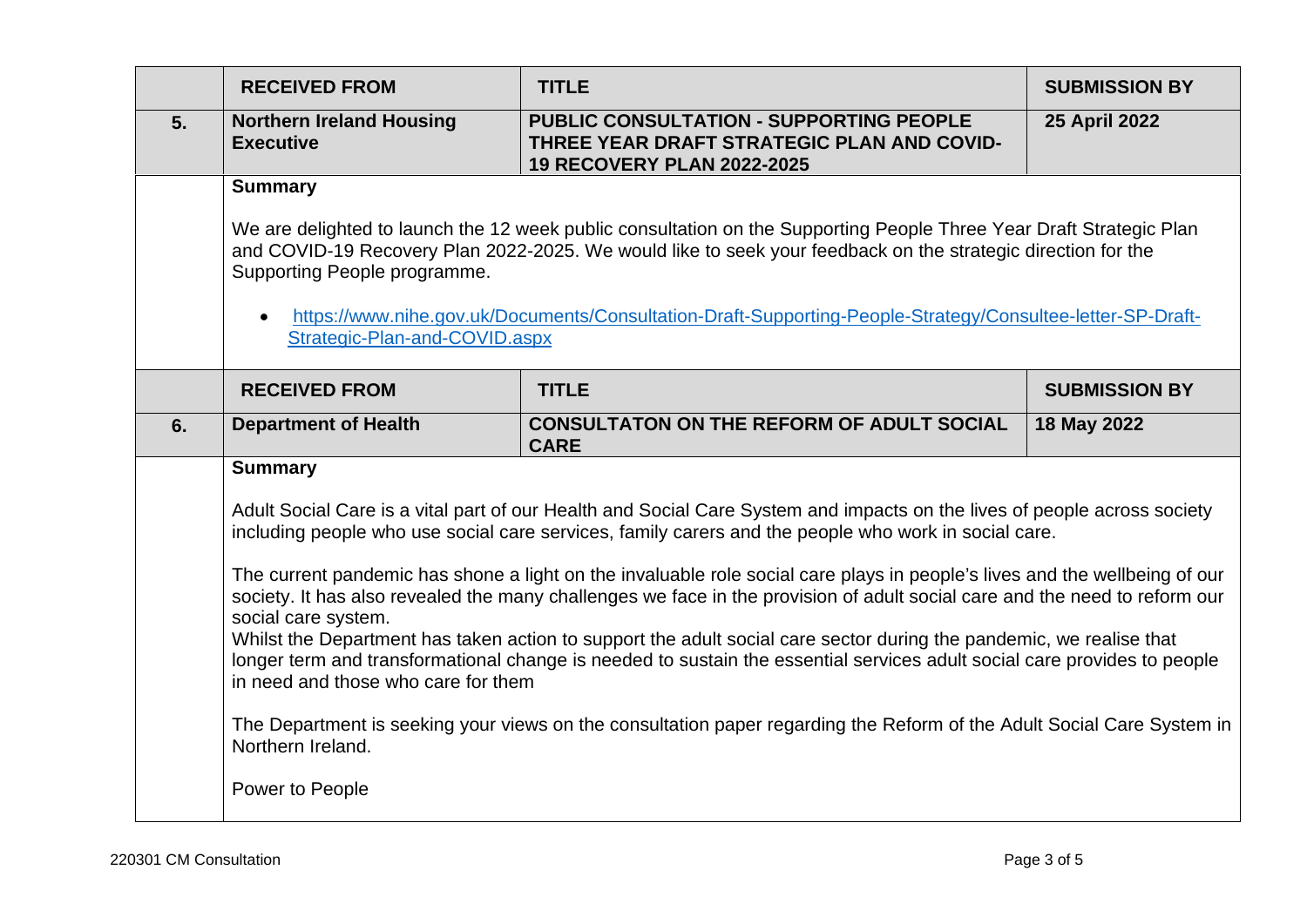| | RECEIVED FROM | TITLE | SUBMISSION BY |
|---|---|---|---|
| 5. | **Northern Ireland Housing Executive** | **PUBLIC CONSULTATION - SUPPORTING PEOPLE THREE YEAR DRAFT STRATEGIC PLAN AND COVID-19 RECOVERY PLAN 2022-2025** | **25 April 2022** |

**Summary**

We are delighted to launch the 12 week public consultation on the Supporting People Three Year Draft Strategic Plan and COVID-19 Recovery Plan 2022-2025. We would like to seek your feedback on the strategic direction for the Supporting People programme.

- https://www.nihe.gov.uk/Documents/Consultation-Draft-Supporting-People-Strategy/Consultee-letter-SP-Draft-Strategic-Plan-and-COVID.aspx

| | RECEIVED FROM | TITLE | SUBMISSION BY |
|---|---|---|---|
| 6. | **Department of Health** | **CONSULTATON ON THE REFORM OF ADULT SOCIAL CARE** | **18 May 2022** |

**Summary**

Adult Social Care is a vital part of our Health and Social Care System and impacts on the lives of people across society including people who use social care services, family carers and the people who work in social care.

The current pandemic has shone a light on the invaluable role social care plays in people's lives and the wellbeing of our society. It has also revealed the many challenges we face in the provision of adult social care and the need to reform our social care system.
Whilst the Department has taken action to support the adult social care sector during the pandemic, we realise that longer term and transformational change is needed to sustain the essential services adult social care provides to people in need and those who care for them

The Department is seeking your views on the consultation paper regarding the Reform of the Adult Social Care System in Northern Ireland.

Power to People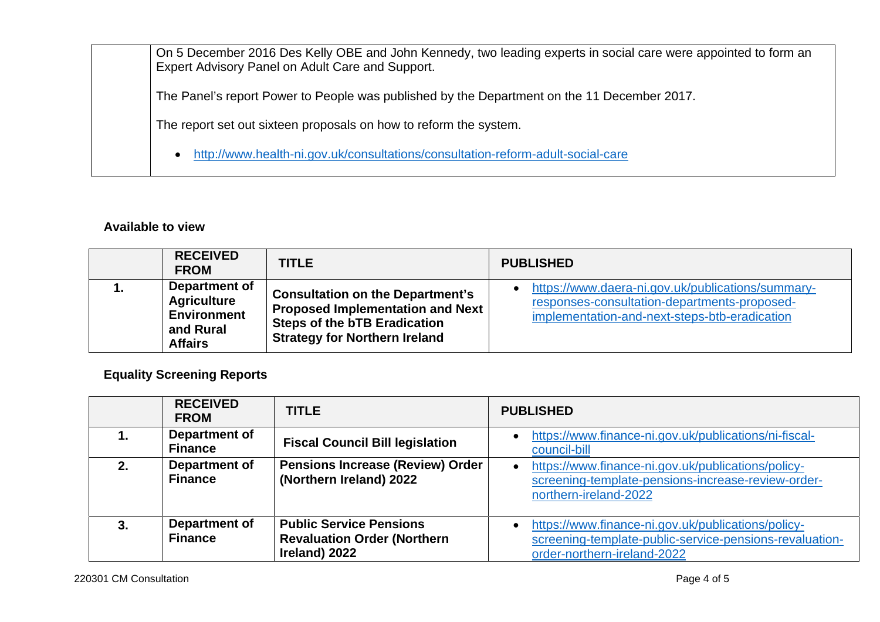| | |
|---|---|
| | On 5 December 2016 Des Kelly OBE and John Kennedy, two leading experts in social care were appointed to form an Expert Advisory Panel on Adult Care and Support.<br><br>The Panel's report Power to People was published by the Department on the 11 December 2017.<br><br>The report set out sixteen proposals on how to reform the system.<br><br>• http://www.health-ni.gov.uk/consultations/consultation-reform-adult-social-care |

**Available to view**

| | RECEIVED FROM | TITLE | PUBLISHED |
|---|---|---|---|
| 1. | Department of Agriculture Environment and Rural Affairs | Consultation on the Department's Proposed Implementation and Next Steps of the bTB Eradication Strategy for Northern Ireland | • https://www.daera-ni.gov.uk/publications/summary-responses-consultation-departments-proposed-implementation-and-next-steps-btb-eradication |

**Equality Screening Reports**

| | RECEIVED FROM | TITLE | PUBLISHED |
|---|---|---|---|
| 1. | Department of Finance | Fiscal Council Bill legislation | • https://www.finance-ni.gov.uk/publications/ni-fiscal-council-bill |
| 2. | Department of Finance | Pensions Increase (Review) Order (Northern Ireland) 2022 | • https://www.finance-ni.gov.uk/publications/policy-screening-template-pensions-increase-review-order-northern-ireland-2022 |
| 3. | Department of Finance | Public Service Pensions Revaluation Order (Northern Ireland) 2022 | • https://www.finance-ni.gov.uk/publications/policy-screening-template-public-service-pensions-revaluation-order-northern-ireland-2022 |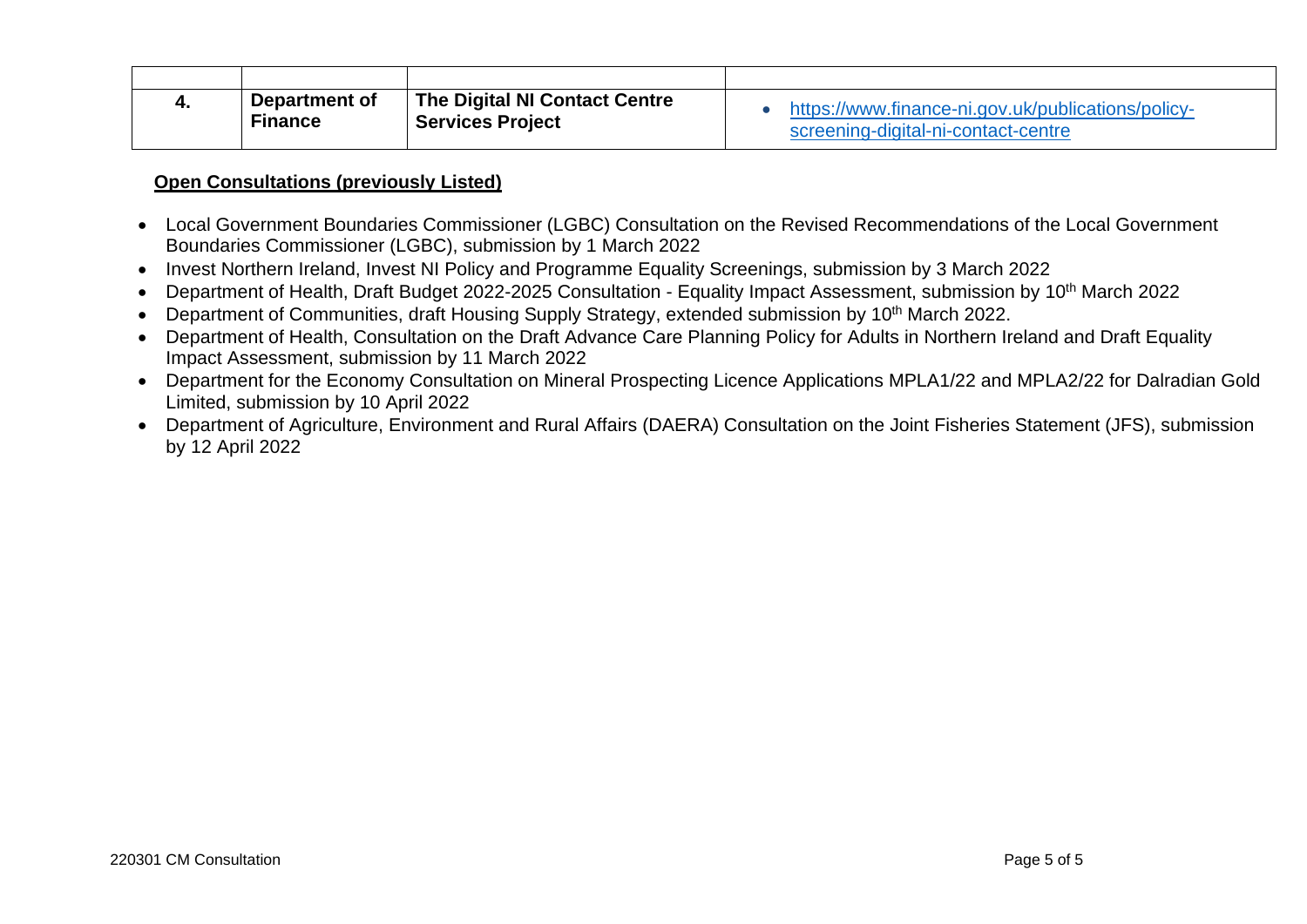| | | | |
|---|---|---|---|
| 4. | **Department of Finance** | **The Digital NI Contact Centre Services Project** | • https://www.finance-ni.gov.uk/publications/policy-screening-digital-ni-contact-centre |

**Open Consultations (previously Listed)**

- Local Government Boundaries Commissioner (LGBC) Consultation on the Revised Recommendations of the Local Government Boundaries Commissioner (LGBC), submission by 1 March 2022
- Invest Northern Ireland, Invest NI Policy and Programme Equality Screenings, submission by 3 March 2022
- Department of Health, Draft Budget 2022-2025 Consultation - Equality Impact Assessment, submission by 10th March 2022
- Department of Communities, draft Housing Supply Strategy, extended submission by 10th March 2022.
- Department of Health, Consultation on the Draft Advance Care Planning Policy for Adults in Northern Ireland and Draft Equality Impact Assessment, submission by 11 March 2022
- Department for the Economy Consultation on Mineral Prospecting Licence Applications MPLA1/22 and MPLA2/22 for Dalradian Gold Limited, submission by 10 April 2022
- Department of Agriculture, Environment and Rural Affairs (DAERA) Consultation on the Joint Fisheries Statement (JFS), submission by 12 April 2022